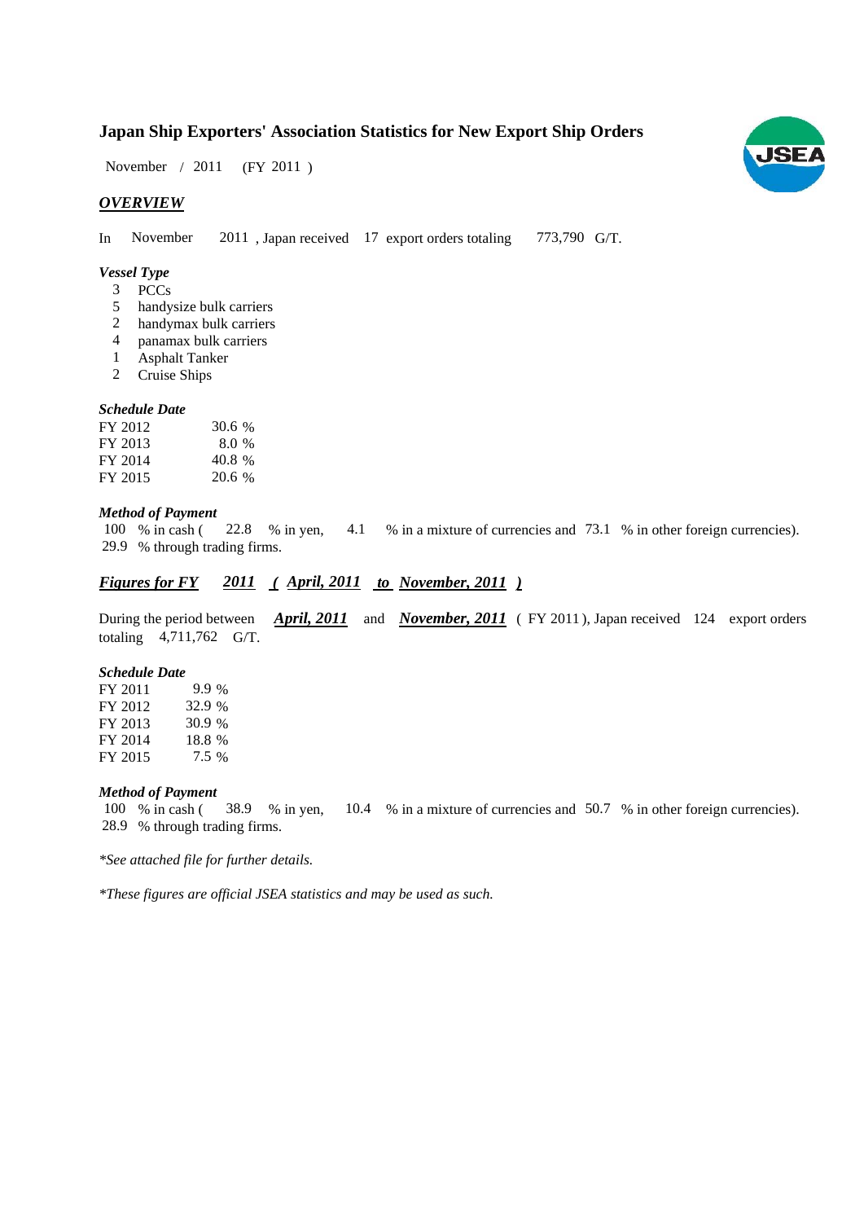# Japan Ship Exporters' Association Statistics for New Export Ship Orders

November / 2011 (FY 2011 )

## *OVERVIEW*

In November 2011 , Japan received 17 export orders totaling 773,790 G/T.

### *Vessel Type*

3 PCCs
5 handysize bulk carriers
2 handymax bulk carriers
4 panamax bulk carriers
1 Asphalt Tanker
2 Cruise Ships

### *Schedule Date*

| | |
|---|---|
| FY 2012 | 30.6 % |
| FY 2013 | 8.0 % |
| FY 2014 | 40.8 % |
| FY 2015 | 20.6 % |

### *Method of Payment*

100 % in cash ( 22.8 % in yen, 4.1 % in a mixture of currencies and 73.1 % in other foreign currencies).
29.9 % through trading firms.

## *Figures for FY 2011 ( April, 2011 to November, 2011 )*

During the period between ***April, 2011*** and ***November, 2011*** ( FY 2011 ), Japan received 124 export orders totaling 4,711,762 G/T.

### *Schedule Date*

| | |
|---|---|
| FY 2011 | 9.9 % |
| FY 2012 | 32.9 % |
| FY 2013 | 30.9 % |
| FY 2014 | 18.8 % |
| FY 2015 | 7.5 % |

### *Method of Payment*

100 % in cash ( 38.9 % in yen, 10.4 % in a mixture of currencies and 50.7 % in other foreign currencies).
28.9 % through trading firms.

*\*See attached file for further details.*

*\*These figures are official JSEA statistics and may be used as such.*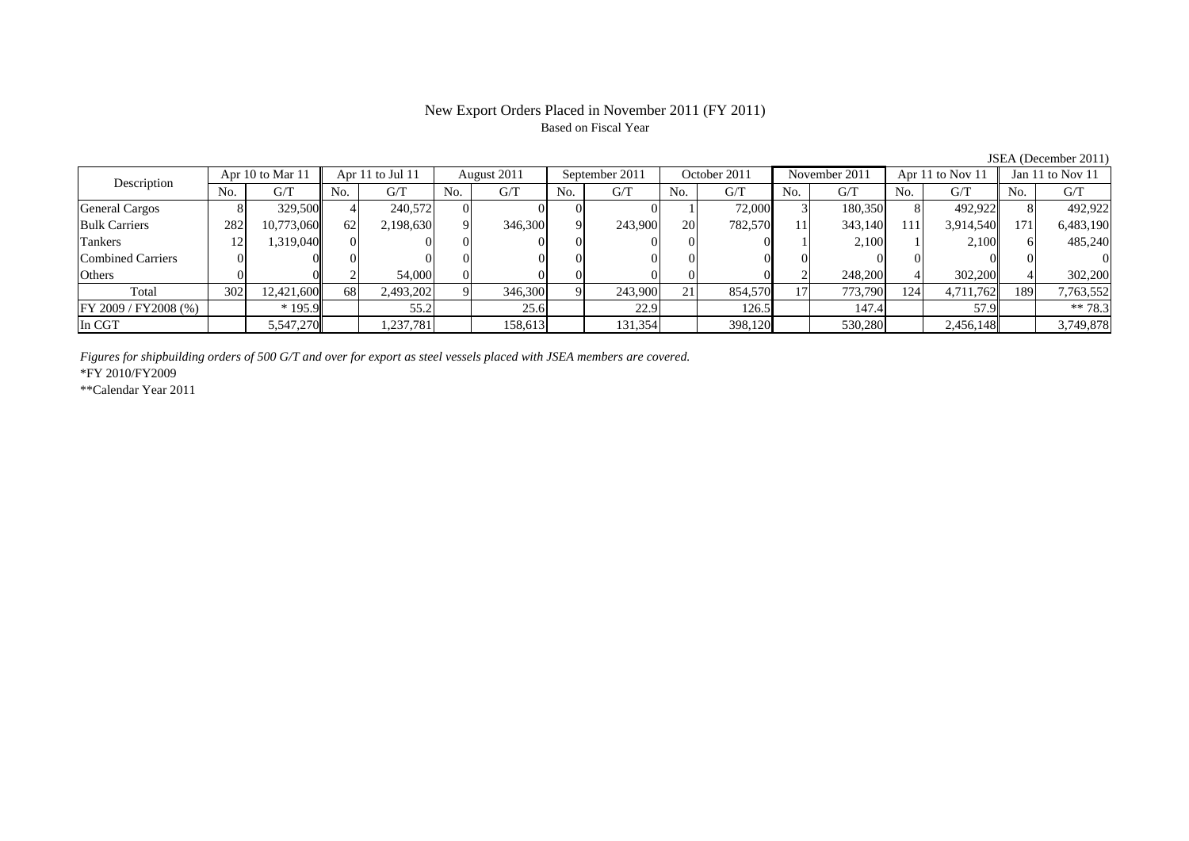# New Export Orders Placed in November 2011 (FY 2011)

Based on Fiscal Year

JSEA (December 2011)

| Description | Apr 10 to Mar 11 | | Apr 11 to Jul 11 | | August 2011 | | September 2011 | | October 2011 | | November 2011 | | Apr 11 to Nov 11 | | Jan 11 to Nov 11 | |
|---|---|---|---|---|---|---|---|---|---|---|---|---|---|---|---|---|
| | No. | G/T | No. | G/T | No. | G/T | No. | G/T | No. | G/T | No. | G/T | No. | G/T | No. | G/T |
| General Cargos | 8 | 329,500 | 4 | 240,572 | 0 | 0 | 0 | 0 | 1 | 72,000 | 3 | 180,350 | 8 | 492,922 | 8 | 492,922 |
| Bulk Carriers | 282 | 10,773,060 | 62 | 2,198,630 | 9 | 346,300 | 9 | 243,900 | 20 | 782,570 | 11 | 343,140 | 111 | 3,914,540 | 171 | 6,483,190 |
| Tankers | 12 | 1,319,040 | 0 | 0 | 0 | 0 | 0 | 0 | 0 | 0 | 1 | 2,100 | 1 | 2,100 | 6 | 485,240 |
| Combined Carriers | 0 | 0 | 0 | 0 | 0 | 0 | 0 | 0 | 0 | 0 | 0 | 0 | 0 | 0 | 0 | 0 |
| Others | 0 | 0 | 2 | 54,000 | 0 | 0 | 0 | 0 | 0 | 0 | 2 | 248,200 | 4 | 302,200 | 4 | 302,200 |
| Total | 302 | 12,421,600 | 68 | 2,493,202 | 9 | 346,300 | 9 | 243,900 | 21 | 854,570 | 17 | 773,790 | 124 | 4,711,762 | 189 | 7,763,552 |
| FY 2009 / FY2008 (%) | | * 195.9 | | 55.2 | | 25.6 | | 22.9 | | 126.5 | | 147.4 | | 57.9 | | ** 78.3 |
| In CGT | | 5,547,270 | | 1,237,781 | | 158,613 | | 131,354 | | 398,120 | | 530,280 | | 2,456,148 | | 3,749,878 |

*Figures for shipbuilding orders of 500 G/T and over for export as steel vessels placed with JSEA members are covered.*

*FY 2010/FY2009

**Calendar Year 2011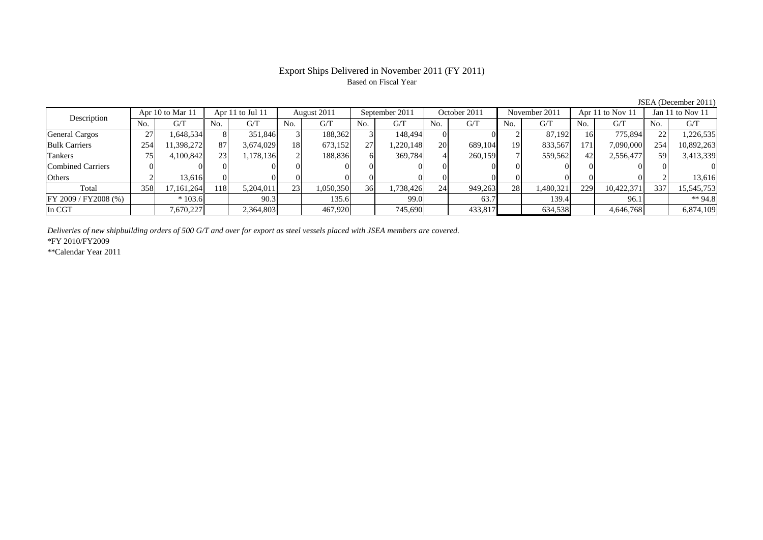# Export Ships Delivered in November 2011 (FY 2011)

Based on Fiscal Year

JSEA (December 2011)

| Description | Apr 10 to Mar 11 | | Apr 11 to Jul 11 | | August 2011 | | September 2011 | | October 2011 | | November 2011 | | Apr 11 to Nov 11 | | Jan 11 to Nov 11 | |
|---|---|---|---|---|---|---|---|---|---|---|---|---|---|---|---|---|
| | No. | G/T | No. | G/T | No. | G/T | No. | G/T | No. | G/T | No. | G/T | No. | G/T | No. | G/T |
| General Cargos | 27 | 1,648,534 | 8 | 351,846 | 3 | 188,362 | 3 | 148,494 | 0 | 0 | 2 | 87,192 | 16 | 775,894 | 22 | 1,226,535 |
| Bulk Carriers | 254 | 11,398,272 | 87 | 3,674,029 | 18 | 673,152 | 27 | 1,220,148 | 20 | 689,104 | 19 | 833,567 | 171 | 7,090,000 | 254 | 10,892,263 |
| Tankers | 75 | 4,100,842 | 23 | 1,178,136 | 2 | 188,836 | 6 | 369,784 | 4 | 260,159 | 7 | 559,562 | 42 | 2,556,477 | 59 | 3,413,339 |
| Combined Carriers | 0 | 0 | 0 | 0 | 0 | 0 | 0 | 0 | 0 | 0 | 0 | 0 | 0 | 0 | 0 | 0 |
| Others | 2 | 13,616 | 0 | 0 | 0 | 0 | 0 | 0 | 0 | 0 | 0 | 0 | 0 | 0 | 2 | 13,616 |
| Total | 358 | 17,161,264 | 118 | 5,204,011 | 23 | 1,050,350 | 36 | 1,738,426 | 24 | 949,263 | 28 | 1,480,321 | 229 | 10,422,371 | 337 | 15,545,753 |
| FY 2009 / FY2008 (%) | | * 103.6 | | 90.3 | | 135.6 | | 99.0 | | 63.7 | | 139.4 | | 96.1 | | ** 94.8 |
| In CGT | | 7,670,227 | | 2,364,803 | | 467,920 | | 745,690 | | 433,817 | | 634,538 | | 4,646,768 | | 6,874,109 |

*Deliveries of new shipbuilding orders of 500 G/T and over for export as steel vessels placed with JSEA members are covered.*

*FY 2010/FY2009

**Calendar Year 2011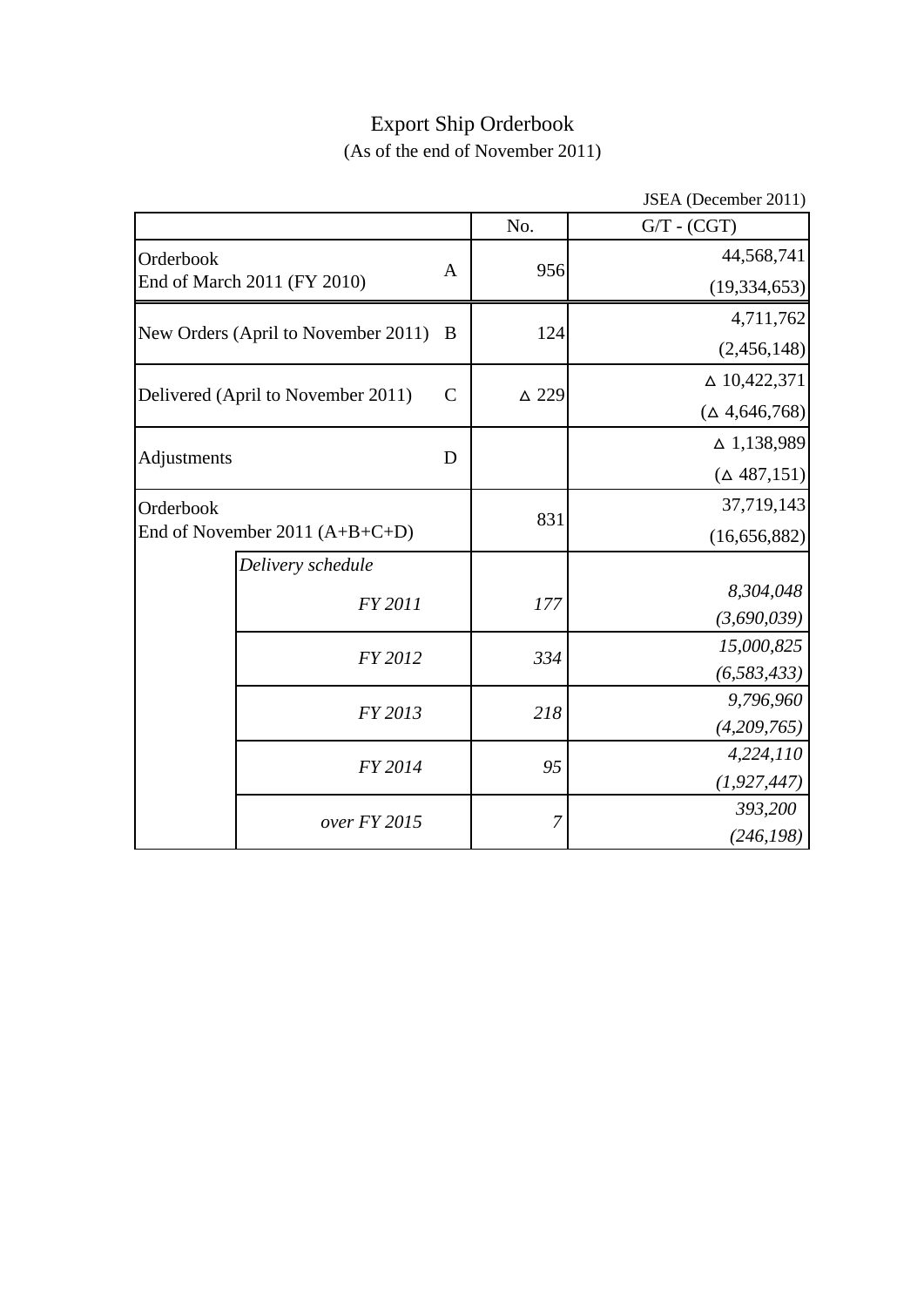# Export Ship Orderbook

(As of the end of November 2011)

JSEA (December 2011)

| | | | No. | G/T - (CGT) |
|---|---|---|---|---|
| Orderbook<br>End of March 2011 (FY 2010) | | A | 956 | 44,568,741<br>(19,334,653) |
| New Orders (April to November 2011) | | B | 124 | 4,711,762<br>(2,456,148) |
| Delivered (April to November 2011) | | C | ∆ 229 | ∆ 10,422,371<br>(∆ 4,646,768) |
| Adjustments | | D | | ∆ 1,138,989<br>(∆ 487,151) |
| Orderbook<br>End of November 2011 (A+B+C+D) | | | 831 | 37,719,143<br>(16,656,882) |
| | *Delivery schedule* | | | |
| | *FY 2011* | | *177* | *8,304,048*<br>*(3,690,039)* |
| | *FY 2012* | | *334* | *15,000,825*<br>*(6,583,433)* |
| | *FY 2013* | | *218* | *9,796,960*<br>*(4,209,765)* |
| | *FY 2014* | | *95* | *4,224,110*<br>*(1,927,447)* |
| | *over FY 2015* | | *7* | *393,200*<br>*(246,198)* |